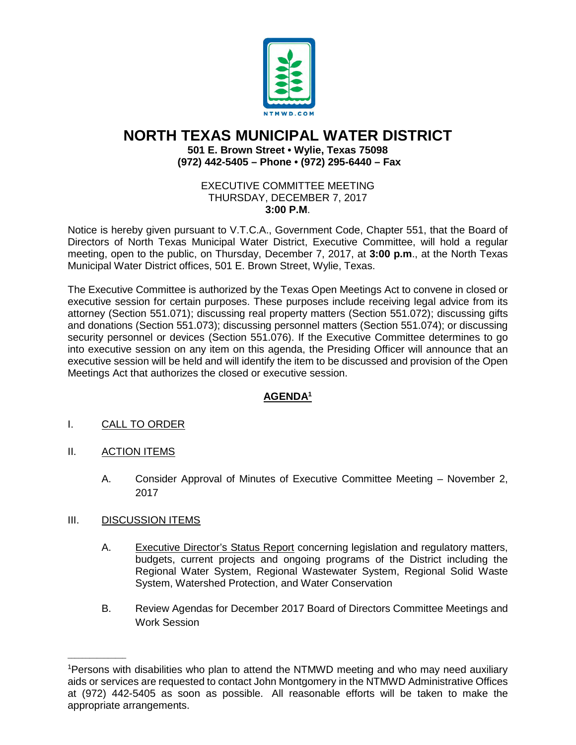NTMWD.COM

# NORTH TEXAS MUNICIPAL WATER DISTRICT

**501 E. Brown Street • Wylie, Texas 75098**
**(972) 442-5405 – Phone • (972) 295-6440 – Fax**

EXECUTIVE COMMITTEE MEETING
THURSDAY, DECEMBER 7, 2017
**3:00 P.M**.

Notice is hereby given pursuant to V.T.C.A., Government Code, Chapter 551, that the Board of Directors of North Texas Municipal Water District, Executive Committee, will hold a regular meeting, open to the public, on Thursday, December 7, 2017, at **3:00 p.m**., at the North Texas Municipal Water District offices, 501 E. Brown Street, Wylie, Texas.

The Executive Committee is authorized by the Texas Open Meetings Act to convene in closed or executive session for certain purposes. These purposes include receiving legal advice from its attorney (Section 551.071); discussing real property matters (Section 551.072); discussing gifts and donations (Section 551.073); discussing personnel matters (Section 551.074); or discussing security personnel or devices (Section 551.076). If the Executive Committee determines to go into executive session on any item on this agenda, the Presiding Officer will announce that an executive session will be held and will identify the item to be discussed and provision of the Open Meetings Act that authorizes the closed or executive session.

## AGENDA[1]

I. CALL TO ORDER

II. ACTION ITEMS

A. Consider Approval of Minutes of Executive Committee Meeting – November 2, 2017

III. DISCUSSION ITEMS

A. Executive Director's Status Report concerning legislation and regulatory matters, budgets, current projects and ongoing programs of the District including the Regional Water System, Regional Wastewater System, Regional Solid Waste System, Watershed Protection, and Water Conservation

B. Review Agendas for December 2017 Board of Directors Committee Meetings and Work Session

---

[1]Persons with disabilities who plan to attend the NTMWD meeting and who may need auxiliary aids or services are requested to contact John Montgomery in the NTMWD Administrative Offices at (972) 442-5405 as soon as possible. All reasonable efforts will be taken to make the appropriate arrangements.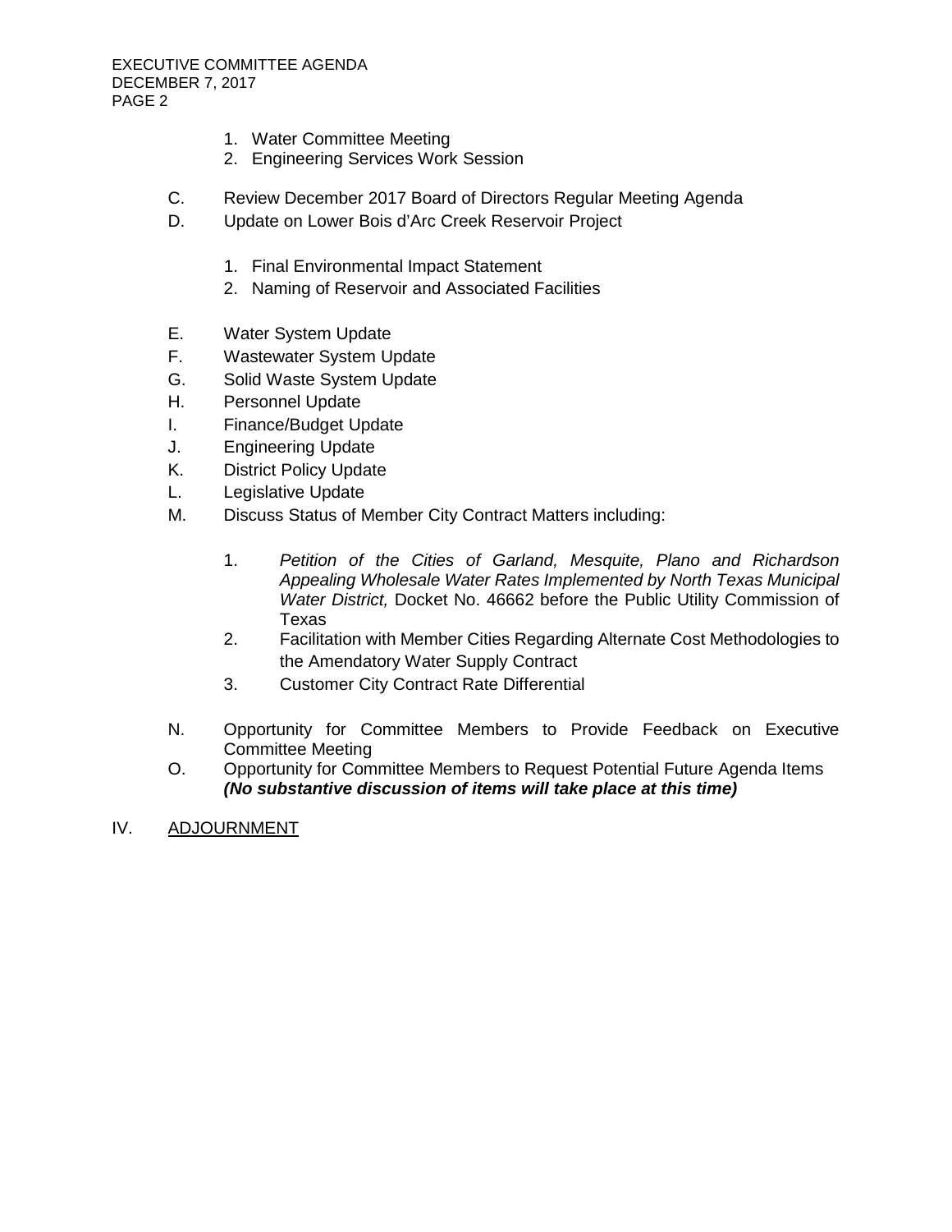1. Water Committee Meeting
2. Engineering Services Work Session

C. Review December 2017 Board of Directors Regular Meeting Agenda

D. Update on Lower Bois d'Arc Creek Reservoir Project

1. Final Environmental Impact Statement
2. Naming of Reservoir and Associated Facilities

E. Water System Update

F. Wastewater System Update

G. Solid Waste System Update

H. Personnel Update

I. Finance/Budget Update

J. Engineering Update

K. District Policy Update

L. Legislative Update

M. Discuss Status of Member City Contract Matters including:

1. *Petition of the Cities of Garland, Mesquite, Plano and Richardson Appealing Wholesale Water Rates Implemented by North Texas Municipal Water District,* Docket No. 46662 before the Public Utility Commission of Texas
2. Facilitation with Member Cities Regarding Alternate Cost Methodologies to the Amendatory Water Supply Contract
3. Customer City Contract Rate Differential

N. Opportunity for Committee Members to Provide Feedback on Executive Committee Meeting

O. Opportunity for Committee Members to Request Potential Future Agenda Items ***(No substantive discussion of items will take place at this time)***

IV. ADJOURNMENT